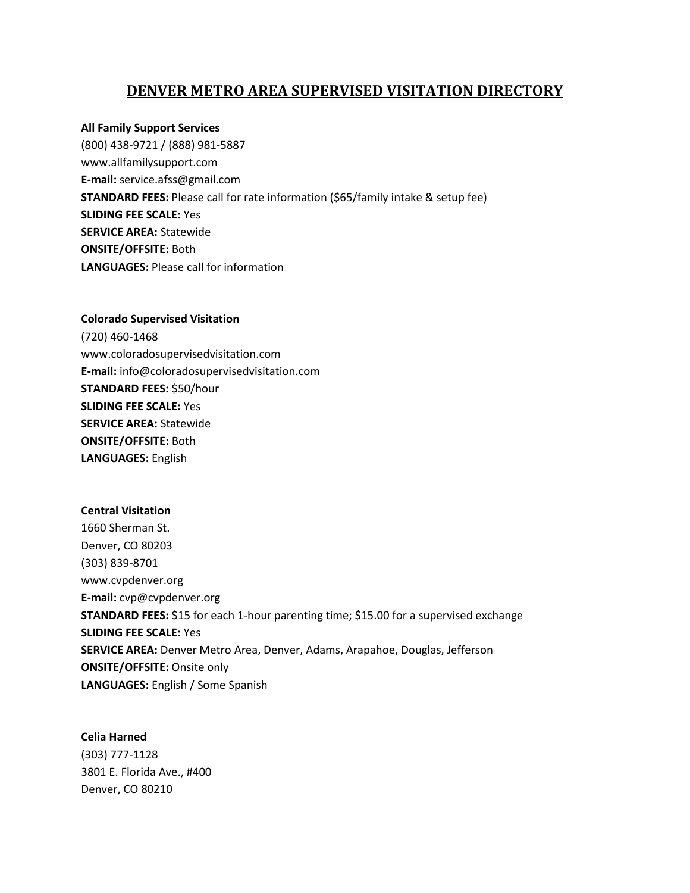# DENVER METRO AREA SUPERVISED VISITATION DIRECTORY

**All Family Support Services**
(800) 438-9721 / (888) 981-5887
www.allfamilysupport.com
**E-mail:** service.afss@gmail.com
**STANDARD FEES:** Please call for rate information ($65/family intake & setup fee)
**SLIDING FEE SCALE:** Yes
**SERVICE AREA:** Statewide
**ONSITE/OFFSITE:** Both
**LANGUAGES:** Please call for information

**Colorado Supervised Visitation**
(720) 460-1468
www.coloradosupervisedvisitation.com
**E-mail:** info@coloradosupervisedvisitation.com
**STANDARD FEES:** $50/hour
**SLIDING FEE SCALE:** Yes
**SERVICE AREA:** Statewide
**ONSITE/OFFSITE:** Both
**LANGUAGES:** English

**Central Visitation**
1660 Sherman St.
Denver, CO 80203
(303) 839-8701
www.cvpdenver.org
**E-mail:** cvp@cvpdenver.org
**STANDARD FEES:** $15 for each 1-hour parenting time; $15.00 for a supervised exchange
**SLIDING FEE SCALE:** Yes
**SERVICE AREA:** Denver Metro Area, Denver, Adams, Arapahoe, Douglas, Jefferson
**ONSITE/OFFSITE:** Onsite only
**LANGUAGES:** English / Some Spanish

**Celia Harned**
(303) 777-1128
3801 E. Florida Ave., #400
Denver, CO 80210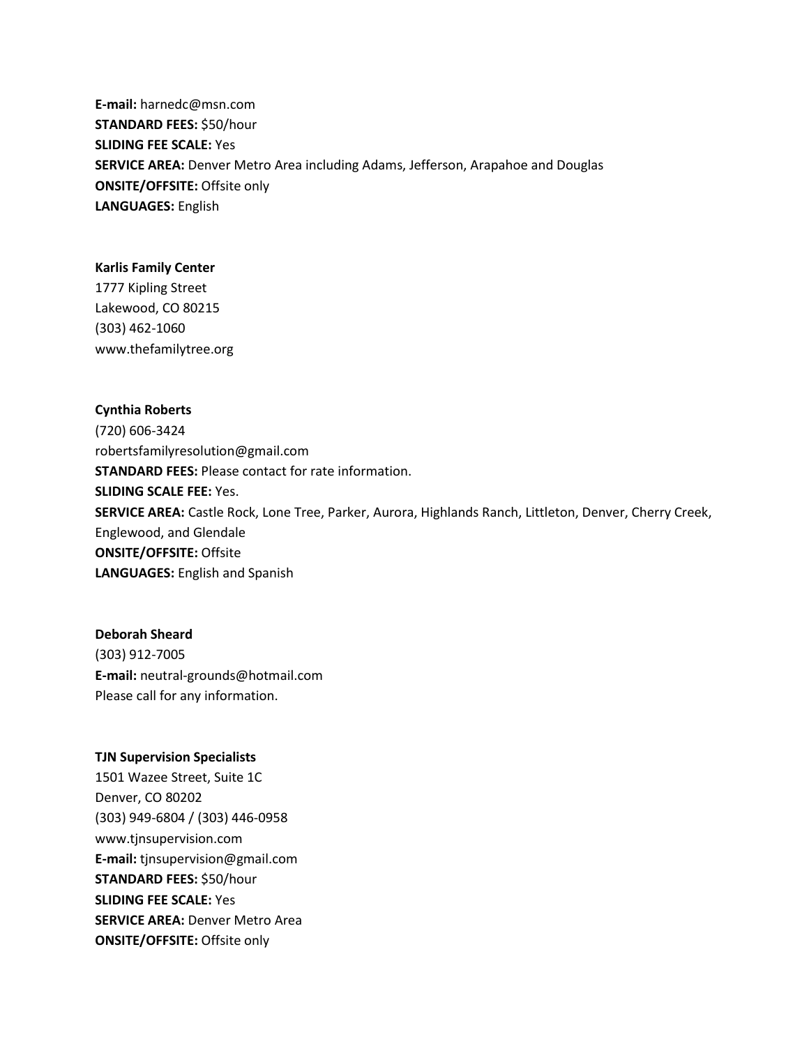**E-mail:** harnedc@msn.com
**STANDARD FEES:** $50/hour
**SLIDING FEE SCALE:** Yes
**SERVICE AREA:** Denver Metro Area including Adams, Jefferson, Arapahoe and Douglas
**ONSITE/OFFSITE:** Offsite only
**LANGUAGES:** English

**Karlis Family Center**
1777 Kipling Street
Lakewood, CO 80215
(303) 462-1060
www.thefamilytree.org

**Cynthia Roberts**
(720) 606-3424
robertsfamilyresolution@gmail.com
**STANDARD FEES:** Please contact for rate information.
**SLIDING SCALE FEE:** Yes.
**SERVICE AREA:** Castle Rock, Lone Tree, Parker, Aurora, Highlands Ranch, Littleton, Denver, Cherry Creek, Englewood, and Glendale
**ONSITE/OFFSITE:** Offsite
**LANGUAGES:** English and Spanish

**Deborah Sheard**
(303) 912-7005
**E-mail:** neutral-grounds@hotmail.com
Please call for any information.

**TJN Supervision Specialists**
1501 Wazee Street, Suite 1C
Denver, CO 80202
(303) 949-6804 / (303) 446-0958
www.tjnsupervision.com
**E-mail:** tjnsupervision@gmail.com
**STANDARD FEES:** $50/hour
**SLIDING FEE SCALE:** Yes
**SERVICE AREA:** Denver Metro Area
**ONSITE/OFFSITE:** Offsite only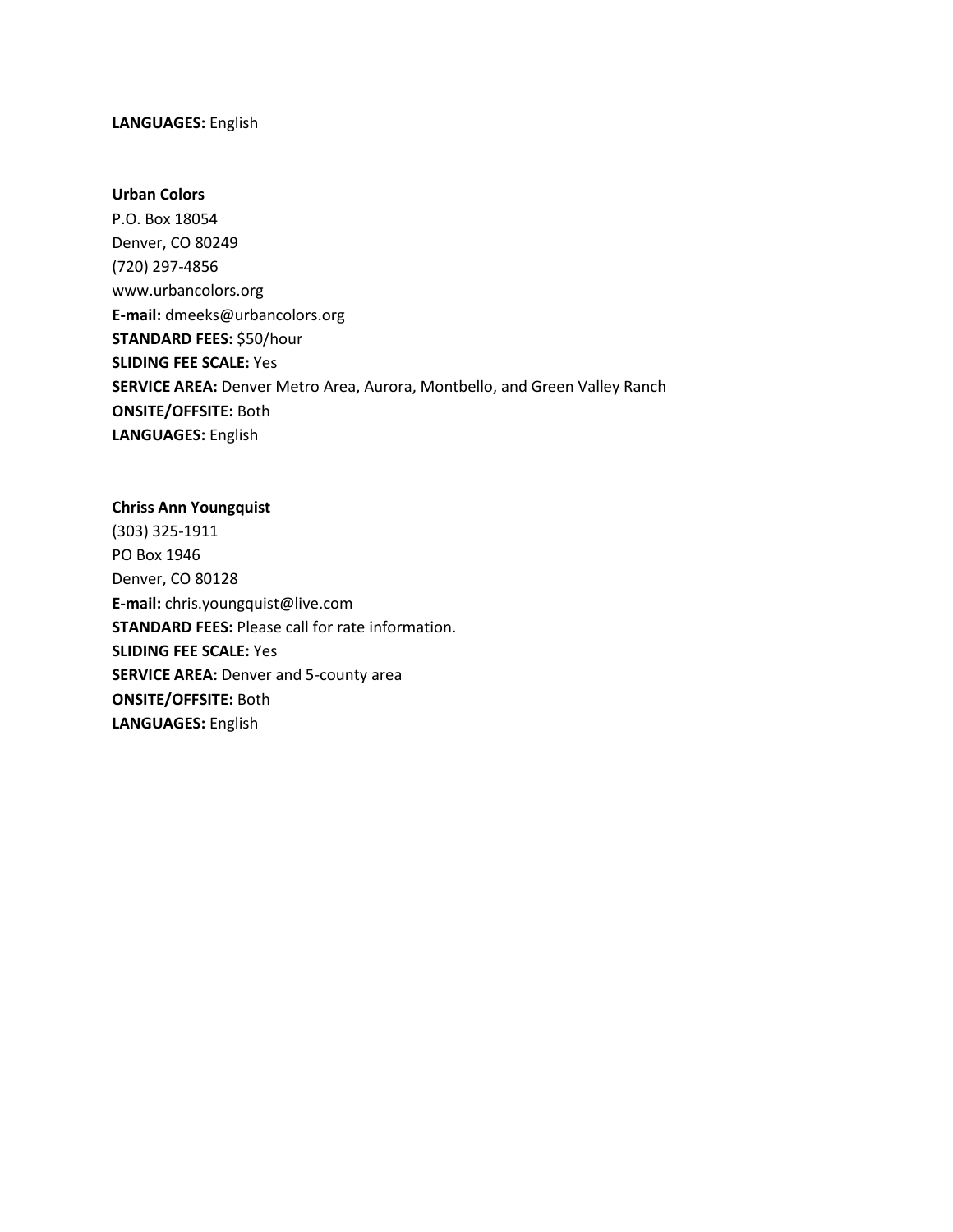**LANGUAGES:** English

**Urban Colors**
P.O. Box 18054
Denver, CO 80249
(720) 297-4856
www.urbancolors.org
**E-mail:** dmeeks@urbancolors.org
**STANDARD FEES:** $50/hour
**SLIDING FEE SCALE:** Yes
**SERVICE AREA:** Denver Metro Area, Aurora, Montbello, and Green Valley Ranch
**ONSITE/OFFSITE:** Both
**LANGUAGES:** English

**Chriss Ann Youngquist**
(303) 325-1911
PO Box 1946
Denver, CO 80128
**E-mail:** chris.youngquist@live.com
**STANDARD FEES:** Please call for rate information.
**SLIDING FEE SCALE:** Yes
**SERVICE AREA:** Denver and 5-county area
**ONSITE/OFFSITE:** Both
**LANGUAGES:** English